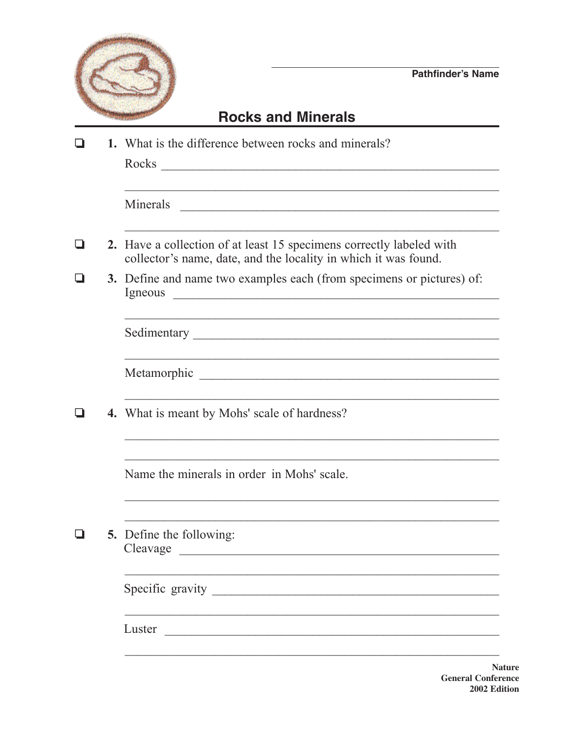Pathfinder's Name

# Rocks and Minerals

- [ ] **1.** What is the difference between rocks and minerals?

  Rocks ______________________________________________________

  ____________________________________________________________

  Minerals ____________________________________________________

  ____________________________________________________________

- [ ] **2.** Have a collection of at least 15 specimens correctly labeled with collector's name, date, and the locality in which it was found.

- [ ] **3.** Define and name two examples each (from specimens or pictures) of:

  Igneous _____________________________________________________

  ____________________________________________________________

  Sedimentary _________________________________________________

  ____________________________________________________________

  Metamorphic _________________________________________________

  ____________________________________________________________

- [ ] **4.** What is meant by Mohs' scale of hardness?

  ____________________________________________________________

  ____________________________________________________________

  Name the minerals in order in Mohs' scale.

  ____________________________________________________________

  ____________________________________________________________

- [ ] **5.** Define the following:

  Cleavage ____________________________________________________

  ____________________________________________________________

  Specific gravity ______________________________________________

  ____________________________________________________________

  Luster ______________________________________________________

  ____________________________________________________________

**Nature**
**General Conference**
**2002 Edition**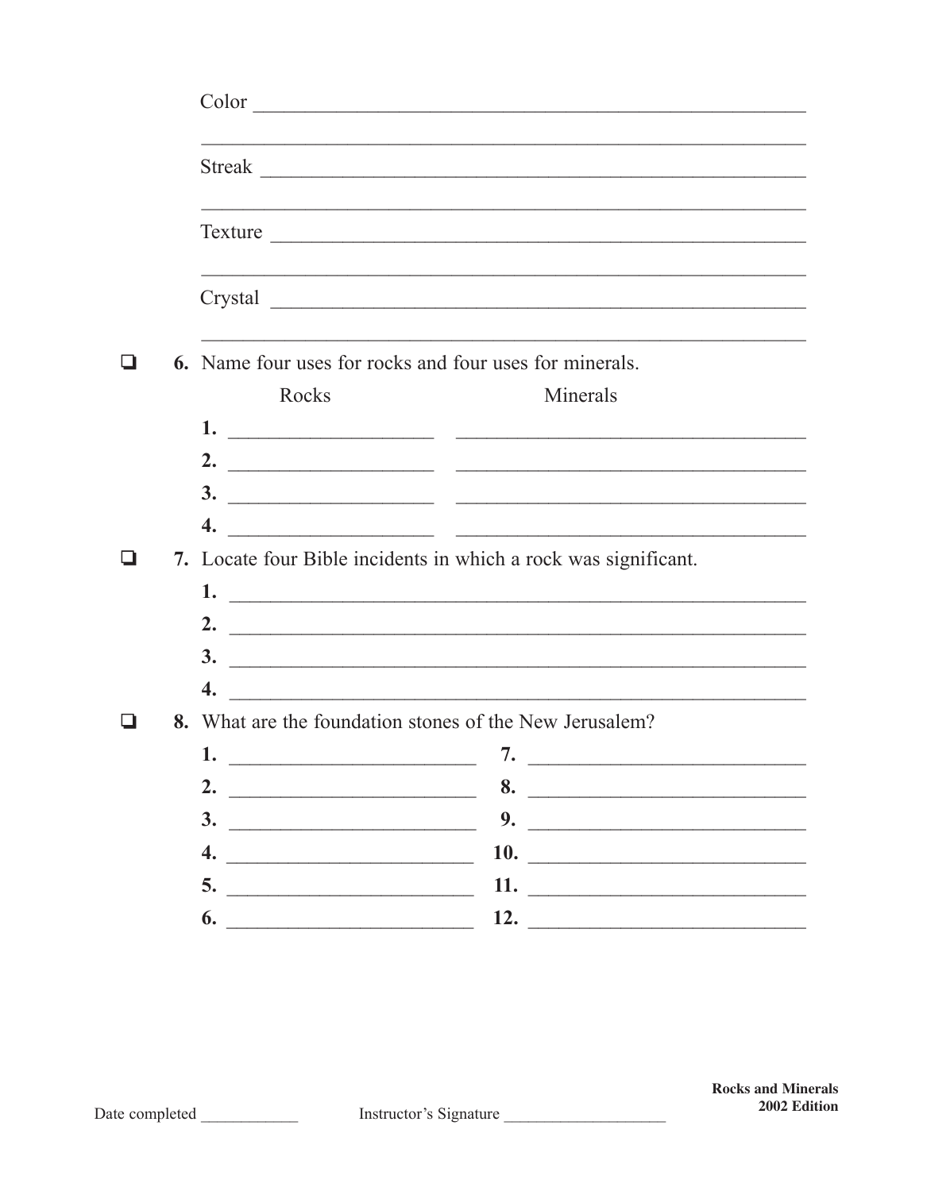Color ____________________________________________________

__________________________________________________________

Streak ___________________________________________________

__________________________________________________________

Texture __________________________________________________

__________________________________________________________

Crystal __________________________________________________

__________________________________________________________

❑ **6.** Name four uses for rocks and four uses for minerals.

| | Rocks | Minerals |
|---|---|---|
| **1.** | ____________________ | ________________________________ |
| **2.** | ____________________ | ________________________________ |
| **3.** | ____________________ | ________________________________ |
| **4.** | ____________________ | ________________________________ |

❑ **7.** Locate four Bible incidents in which a rock was significant.

**1.** ____________________________________________________

**2.** ____________________________________________________

**3.** ____________________________________________________

**4.** ____________________________________________________

❑ **8.** What are the foundation stones of the New Jerusalem?

| | | | |
|---|---|---|---|
| **1.** | ________________________ | **7.** | ________________________ |
| **2.** | ________________________ | **8.** | ________________________ |
| **3.** | ________________________ | **9.** | ________________________ |
| **4.** | ________________________ | **10.** | ________________________ |
| **5.** | ________________________ | **11.** | ________________________ |
| **6.** | ________________________ | **12.** | ________________________ |

Date completed ____________ Instructor's Signature ____________________

**Rocks and Minerals**
**2002 Edition**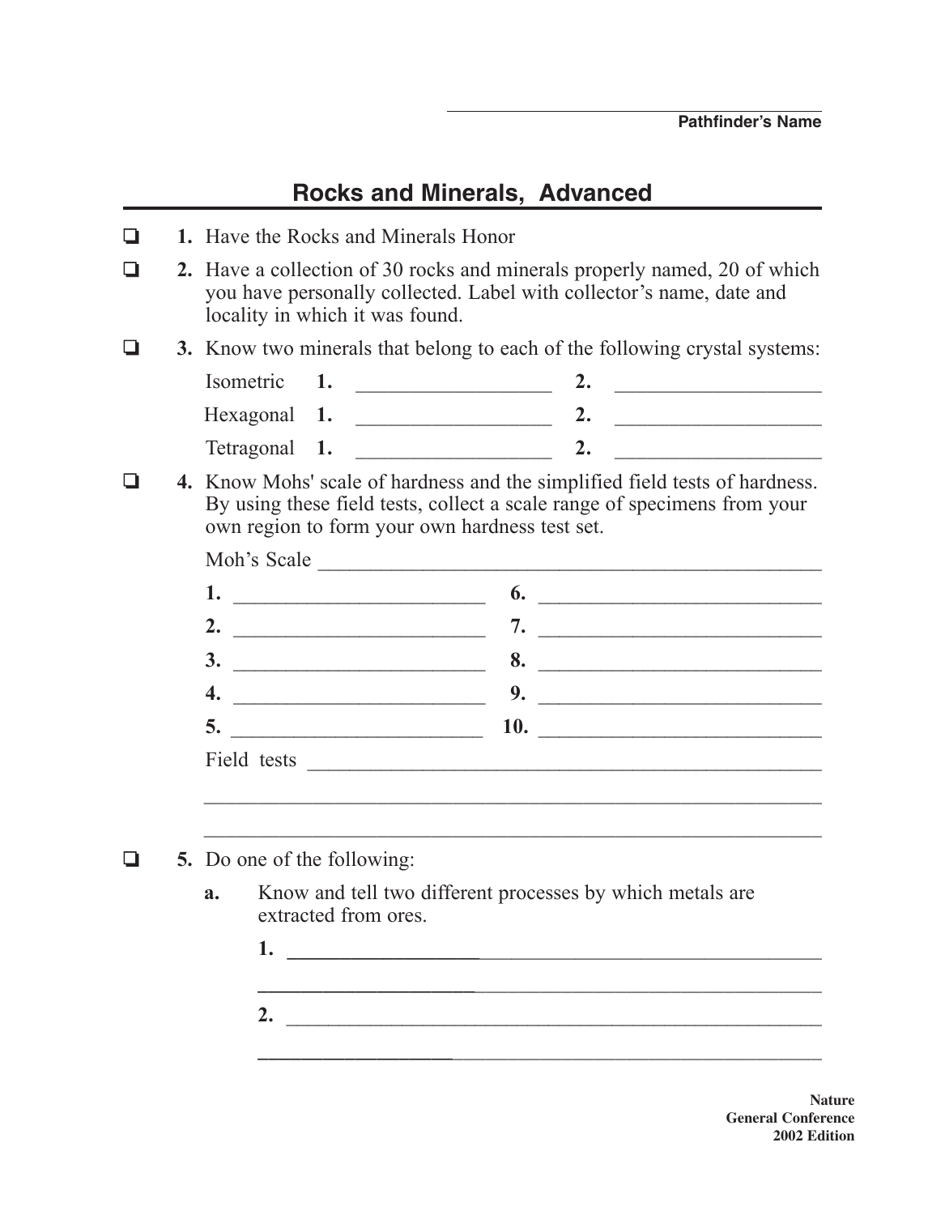Pathfinder's Name

# Rocks and Minerals, Advanced

- [ ] **1.** Have the Rocks and Minerals Honor
- [ ] **2.** Have a collection of 30 rocks and minerals properly named, 20 of which you have personally collected. Label with collector's name, date and locality in which it was found.
- [ ] **3.** Know two minerals that belong to each of the following crystal systems:

  Isometric **1.** ________________ **2.** ________________

  Hexagonal **1.** ________________ **2.** ________________

  Tetragonal **1.** ________________ **2.** ________________

- [ ] **4.** Know Mohs' scale of hardness and the simplified field tests of hardness. By using these field tests, collect a scale range of specimens from your own region to form your own hardness test set.

  Moh's Scale ________________________________

  **1.** ________________ **6.** ________________

  **2.** ________________ **7.** ________________

  **3.** ________________ **8.** ________________

  **4.** ________________ **9.** ________________

  **5.** ________________ **10.** ________________

  Field tests ________________________________

  ________________________________

  ________________________________

- [ ] **5.** Do one of the following:

  **a.** Know and tell two different processes by which metals are extracted from ores.

  **1.** ________________________________

  ________________________________

  **2.** ________________________________

  ________________________________

Nature
General Conference
2002 Edition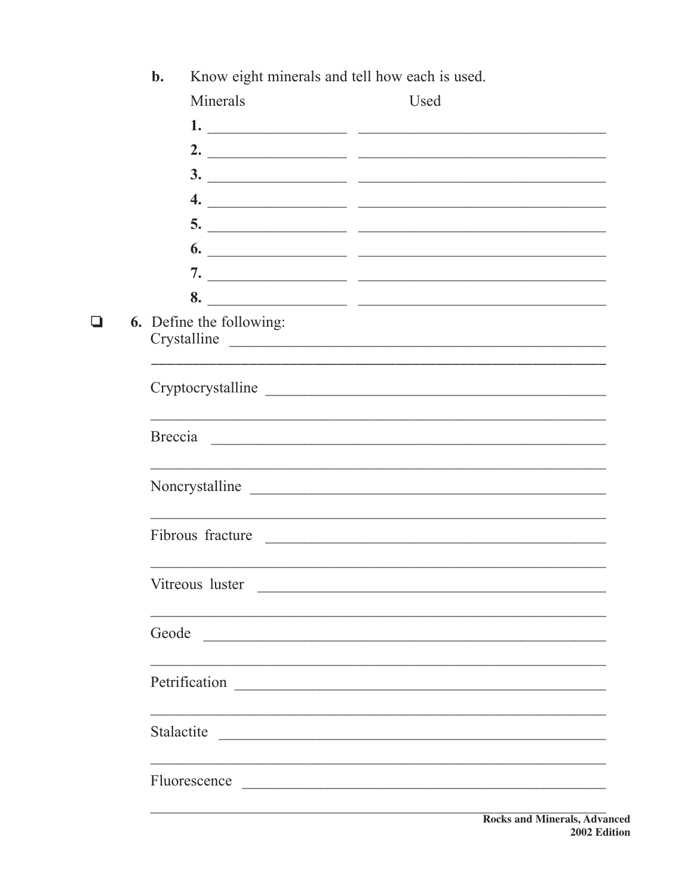**b.** Know eight minerals and tell how each is used.

| Minerals | Used |
|---|---|
| **1.** ________________ | ______________________________ |
| **2.** ________________ | ______________________________ |
| **3.** ________________ | ______________________________ |
| **4.** ________________ | ______________________________ |
| **5.** ________________ | ______________________________ |
| **6.** ________________ | ______________________________ |
| **7.** ________________ | ______________________________ |
| **8.** ________________ | ______________________________ |

❑ **6.** Define the following:

Crystalline ______________________________________________

__________________________________________________________

Cryptocrystalline _________________________________________

__________________________________________________________

Breccia __________________________________________________

__________________________________________________________

Noncrystalline ____________________________________________

__________________________________________________________

Fibrous fracture __________________________________________

__________________________________________________________

Vitreous luster ___________________________________________

__________________________________________________________

Geode ___________________________________________________

__________________________________________________________

Petrification _____________________________________________

__________________________________________________________

Stalactite ________________________________________________

__________________________________________________________

Fluorescence _____________________________________________

__________________________________________________________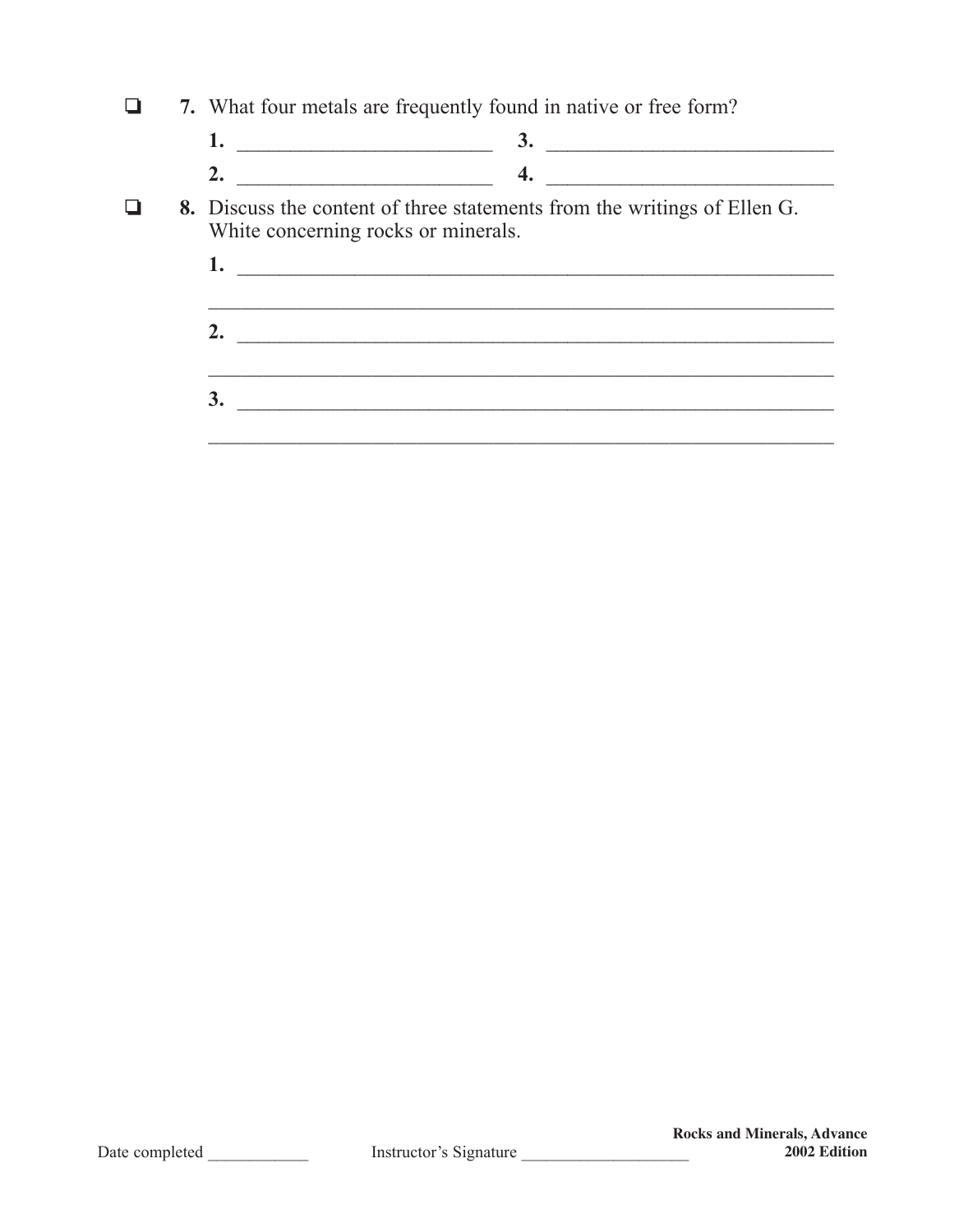❑ **7.** What four metals are frequently found in native or free form?

**1.** ________________________ **3.** ___________________________

**2.** ________________________ **4.** ___________________________

❑ **8.** Discuss the content of three statements from the writings of Ellen G. White concerning rocks or minerals.

**1.** ___________________________________________________________

_____________________________________________________________

**2.** ___________________________________________________________

_____________________________________________________________

**3.** ___________________________________________________________

_____________________________________________________________

Date completed ____________ Instructor's Signature ____________________